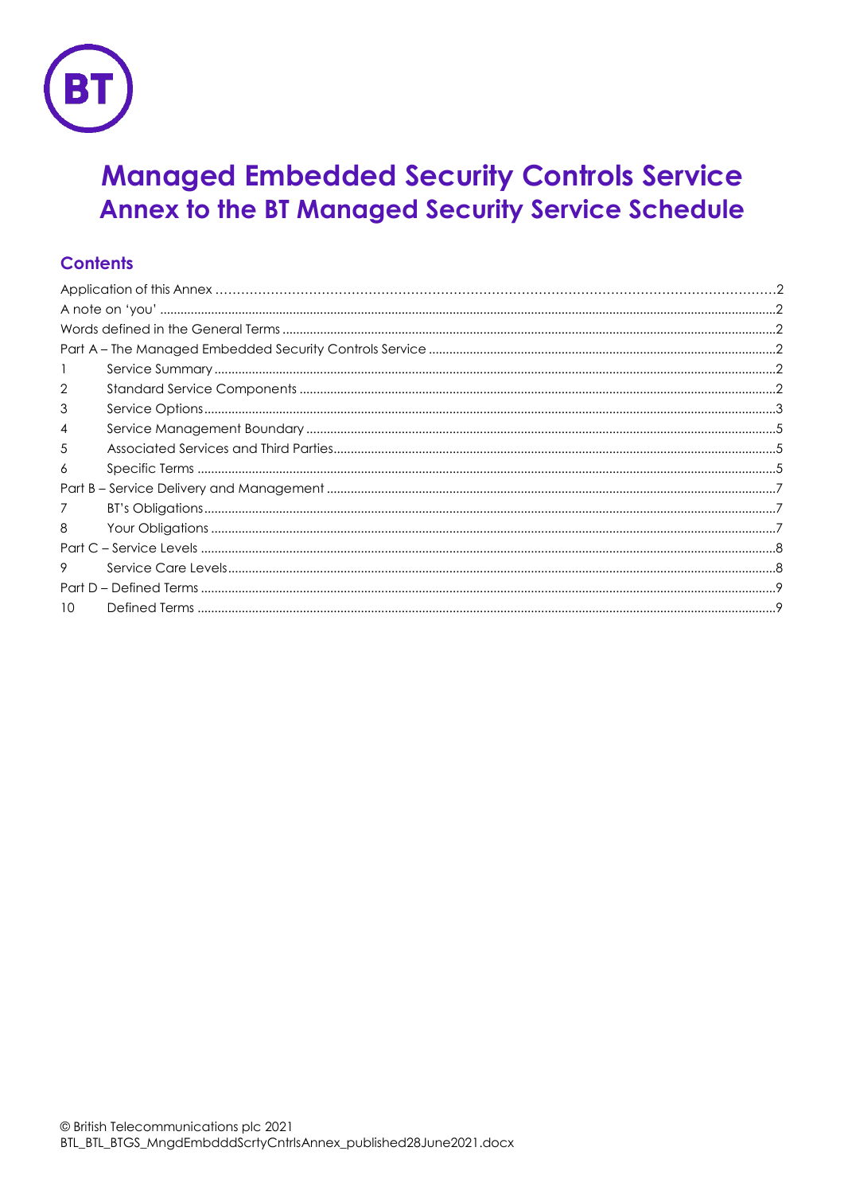# Managed Embedded Security Controls Service
## Annex to the BT Managed Security Service Schedule

### Contents

| | | |
|---|---|---|
| Application of this Annex | | 2 |
| A note on 'you' | | 2 |
| Words defined in the General Terms | | 2 |
| Part A – The Managed Embedded Security Controls Service | | 2 |
| 1 | Service Summary | 2 |
| 2 | Standard Service Components | 2 |
| 3 | Service Options | 3 |
| 4 | Service Management Boundary | 5 |
| 5 | Associated Services and Third Parties | 5 |
| 6 | Specific Terms | 5 |
| Part B – Service Delivery and Management | | 7 |
| 7 | BT's Obligations | 7 |
| 8 | Your Obligations | 7 |
| Part C – Service Levels | | 8 |
| 9 | Service Care Levels | 8 |
| Part D – Defined Terms | | 9 |
| 10 | Defined Terms | 9 |

© British Telecommunications plc 2021
BTL_BTL_BTGS_MngdEmbdddScrtyCntrlsAnnex_published28June2021.docx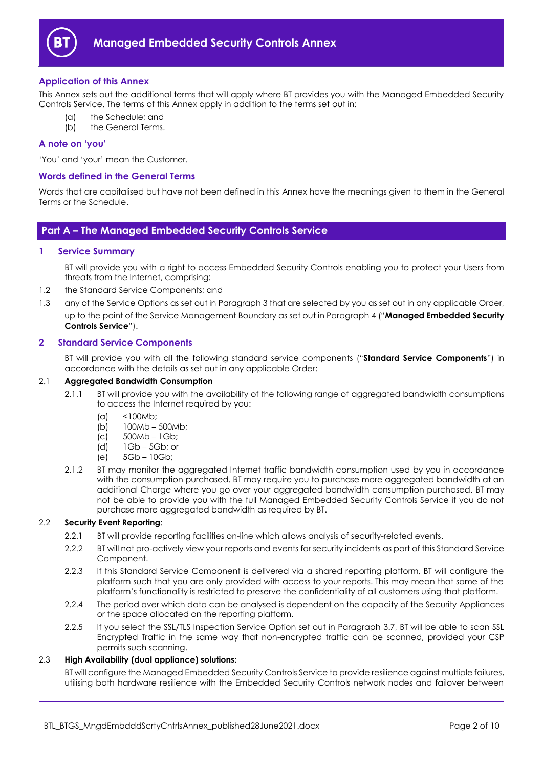# Managed Embedded Security Controls Annex

## Application of this Annex

This Annex sets out the additional terms that will apply where BT provides you with the Managed Embedded Security Controls Service. The terms of this Annex apply in addition to the terms set out in:

(a) the Schedule; and
(b) the General Terms.

## A note on 'you'

'You' and 'your' mean the Customer.

## Words defined in the General Terms

Words that are capitalised but have not been defined in this Annex have the meanings given to them in the General Terms or the Schedule.

## Part A – The Managed Embedded Security Controls Service

### 1 Service Summary

BT will provide you with a right to access Embedded Security Controls enabling you to protect your Users from threats from the Internet, comprising:

1.2 the Standard Service Components; and

1.3 any of the Service Options as set out in Paragraph 3 that are selected by you as set out in any applicable Order, up to the point of the Service Management Boundary as set out in Paragraph 4 ("**Managed Embedded Security Controls Service**").

### 2 Standard Service Components

BT will provide you with all the following standard service components ("**Standard Service Components**") in accordance with the details as set out in any applicable Order:

2.1 **Aggregated Bandwidth Consumption**

2.1.1 BT will provide you with the availability of the following range of aggregated bandwidth consumptions to access the Internet required by you:

(a) <100Mb;
(b) 100Mb – 500Mb;
(c) 500Mb – 1Gb;
(d) 1Gb – 5Gb; or
(e) 5Gb – 10Gb;

2.1.2 BT may monitor the aggregated Internet traffic bandwidth consumption used by you in accordance with the consumption purchased. BT may require you to purchase more aggregated bandwidth at an additional Charge where you go over your aggregated bandwidth consumption purchased. BT may not be able to provide you with the full Managed Embedded Security Controls Service if you do not purchase more aggregated bandwidth as required by BT.

2.2 **Security Event Reporting**:

2.2.1 BT will provide reporting facilities on-line which allows analysis of security-related events.

2.2.2 BT will not pro-actively view your reports and events for security incidents as part of this Standard Service Component.

2.2.3 If this Standard Service Component is delivered via a shared reporting platform, BT will configure the platform such that you are only provided with access to your reports. This may mean that some of the platform's functionality is restricted to preserve the confidentiality of all customers using that platform.

2.2.4 The period over which data can be analysed is dependent on the capacity of the Security Appliances or the space allocated on the reporting platform.

2.2.5 If you select the SSL/TLS Inspection Service Option set out in Paragraph 3.7, BT will be able to scan SSL Encrypted Traffic in the same way that non-encrypted traffic can be scanned, provided your CSP permits such scanning.

2.3 **High Availability (dual appliance) solutions:**

BT will configure the Managed Embedded Security Controls Service to provide resilience against multiple failures, utilising both hardware resilience with the Embedded Security Controls network nodes and failover between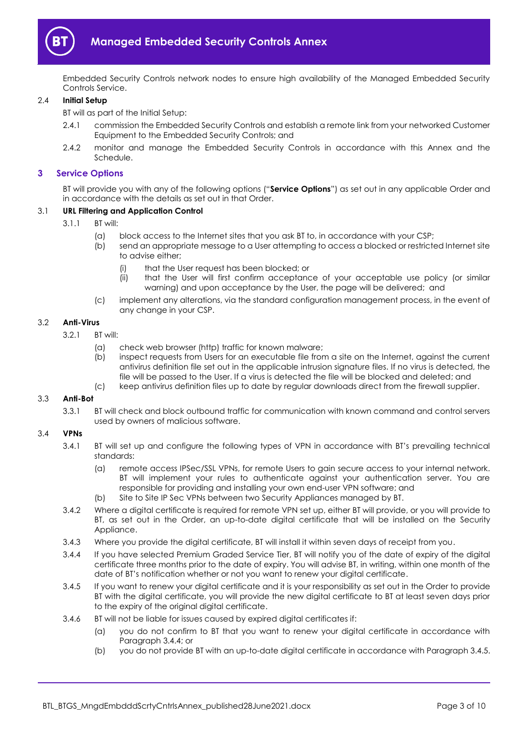Embedded Security Controls network nodes to ensure high availability of the Managed Embedded Security Controls Service.

2.4 **Initial Setup**

BT will as part of the Initial Setup:

2.4.1 commission the Embedded Security Controls and establish a remote link from your networked Customer Equipment to the Embedded Security Controls; and

2.4.2 monitor and manage the Embedded Security Controls in accordance with this Annex and the Schedule.

## 3 Service Options

BT will provide you with any of the following options ("**Service Options**") as set out in any applicable Order and in accordance with the details as set out in that Order.

3.1 **URL Filtering and Application Control**

3.1.1 BT will:

(a) block access to the Internet sites that you ask BT to, in accordance with your CSP;

(b) send an appropriate message to a User attempting to access a blocked or restricted Internet site to advise either;

(i) that the User request has been blocked; or

(ii) that the User will first confirm acceptance of your acceptable use policy (or similar warning) and upon acceptance by the User, the page will be delivered; and

(c) implement any alterations, via the standard configuration management process, in the event of any change in your CSP.

3.2 **Anti-Virus**

3.2.1 BT will:

(a) check web browser (http) traffic for known malware;

(b) inspect requests from Users for an executable file from a site on the Internet, against the current antivirus definition file set out in the applicable intrusion signature files. If no virus is detected, the file will be passed to the User. If a virus is detected the file will be blocked and deleted; and

(c) keep antivirus definition files up to date by regular downloads direct from the firewall supplier.

3.3 **Anti-Bot**

3.3.1 BT will check and block outbound traffic for communication with known command and control servers used by owners of malicious software.

3.4 **VPNs**

3.4.1 BT will set up and configure the following types of VPN in accordance with BT's prevailing technical standards:

(a) remote access IPSec/SSL VPNs, for remote Users to gain secure access to your internal network. BT will implement your rules to authenticate against your authentication server. You are responsible for providing and installing your own end-user VPN software; and

(b) Site to Site IP Sec VPNs between two Security Appliances managed by BT.

3.4.2 Where a digital certificate is required for remote VPN set up, either BT will provide, or you will provide to BT, as set out in the Order, an up-to-date digital certificate that will be installed on the Security Appliance.

3.4.3 Where you provide the digital certificate, BT will install it within seven days of receipt from you.

3.4.4 If you have selected Premium Graded Service Tier, BT will notify you of the date of expiry of the digital certificate three months prior to the date of expiry. You will advise BT, in writing, within one month of the date of BT's notification whether or not you want to renew your digital certificate.

3.4.5 If you want to renew your digital certificate and it is your responsibility as set out in the Order to provide BT with the digital certificate, you will provide the new digital certificate to BT at least seven days prior to the expiry of the original digital certificate.

3.4.6 BT will not be liable for issues caused by expired digital certificates if:

(a) you do not confirm to BT that you want to renew your digital certificate in accordance with Paragraph 3.4.4; or

(b) you do not provide BT with an up-to-date digital certificate in accordance with Paragraph 3.4.5.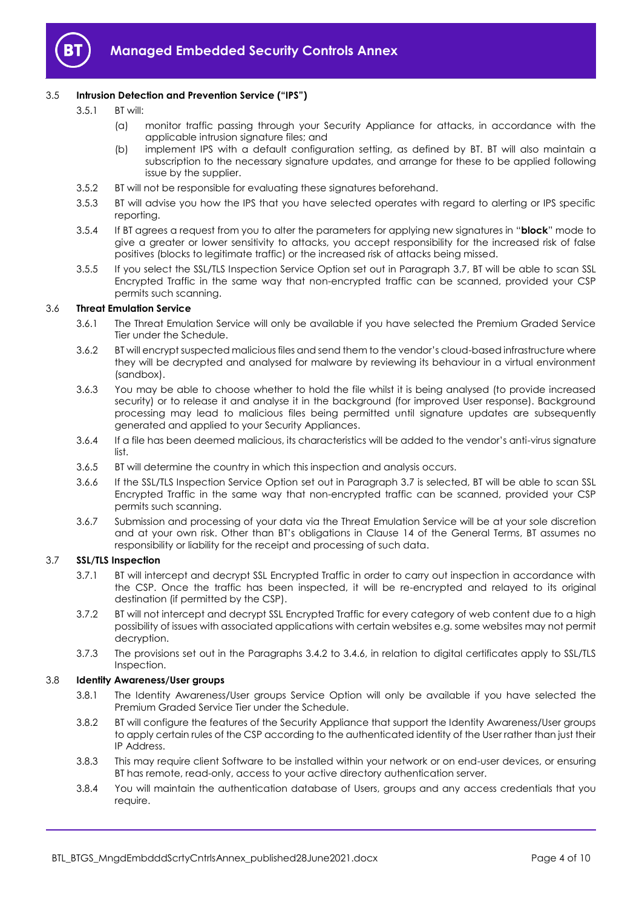### 3.5 **Intrusion Detection and Prevention Service ("IPS")**

3.5.1 BT will:

(a) monitor traffic passing through your Security Appliance for attacks, in accordance with the applicable intrusion signature files; and

(b) implement IPS with a default configuration setting, as defined by BT. BT will also maintain a subscription to the necessary signature updates, and arrange for these to be applied following issue by the supplier.

3.5.2 BT will not be responsible for evaluating these signatures beforehand.

3.5.3 BT will advise you how the IPS that you have selected operates with regard to alerting or IPS specific reporting.

3.5.4 If BT agrees a request from you to alter the parameters for applying new signatures in "**block**" mode to give a greater or lower sensitivity to attacks, you accept responsibility for the increased risk of false positives (blocks to legitimate traffic) or the increased risk of attacks being missed.

3.5.5 If you select the SSL/TLS Inspection Service Option set out in Paragraph 3.7, BT will be able to scan SSL Encrypted Traffic in the same way that non-encrypted traffic can be scanned, provided your CSP permits such scanning.

### 3.6 **Threat Emulation Service**

3.6.1 The Threat Emulation Service will only be available if you have selected the Premium Graded Service Tier under the Schedule.

3.6.2 BT will encrypt suspected malicious files and send them to the vendor's cloud-based infrastructure where they will be decrypted and analysed for malware by reviewing its behaviour in a virtual environment (sandbox).

3.6.3 You may be able to choose whether to hold the file whilst it is being analysed (to provide increased security) or to release it and analyse it in the background (for improved User response). Background processing may lead to malicious files being permitted until signature updates are subsequently generated and applied to your Security Appliances.

3.6.4 If a file has been deemed malicious, its characteristics will be added to the vendor's anti-virus signature list.

3.6.5 BT will determine the country in which this inspection and analysis occurs.

3.6.6 If the SSL/TLS Inspection Service Option set out in Paragraph 3.7 is selected, BT will be able to scan SSL Encrypted Traffic in the same way that non-encrypted traffic can be scanned, provided your CSP permits such scanning.

3.6.7 Submission and processing of your data via the Threat Emulation Service will be at your sole discretion and at your own risk. Other than BT's obligations in Clause 14 of the General Terms, BT assumes no responsibility or liability for the receipt and processing of such data.

### 3.7 **SSL/TLS Inspection**

3.7.1 BT will intercept and decrypt SSL Encrypted Traffic in order to carry out inspection in accordance with the CSP. Once the traffic has been inspected, it will be re-encrypted and relayed to its original destination (if permitted by the CSP).

3.7.2 BT will not intercept and decrypt SSL Encrypted Traffic for every category of web content due to a high possibility of issues with associated applications with certain websites e.g. some websites may not permit decryption.

3.7.3 The provisions set out in the Paragraphs 3.4.2 to 3.4.6, in relation to digital certificates apply to SSL/TLS Inspection.

### 3.8 **Identity Awareness/User groups**

3.8.1 The Identity Awareness/User groups Service Option will only be available if you have selected the Premium Graded Service Tier under the Schedule.

3.8.2 BT will configure the features of the Security Appliance that support the Identity Awareness/User groups to apply certain rules of the CSP according to the authenticated identity of the User rather than just their IP Address.

3.8.3 This may require client Software to be installed within your network or on end-user devices, or ensuring BT has remote, read-only, access to your active directory authentication server.

3.8.4 You will maintain the authentication database of Users, groups and any access credentials that you require.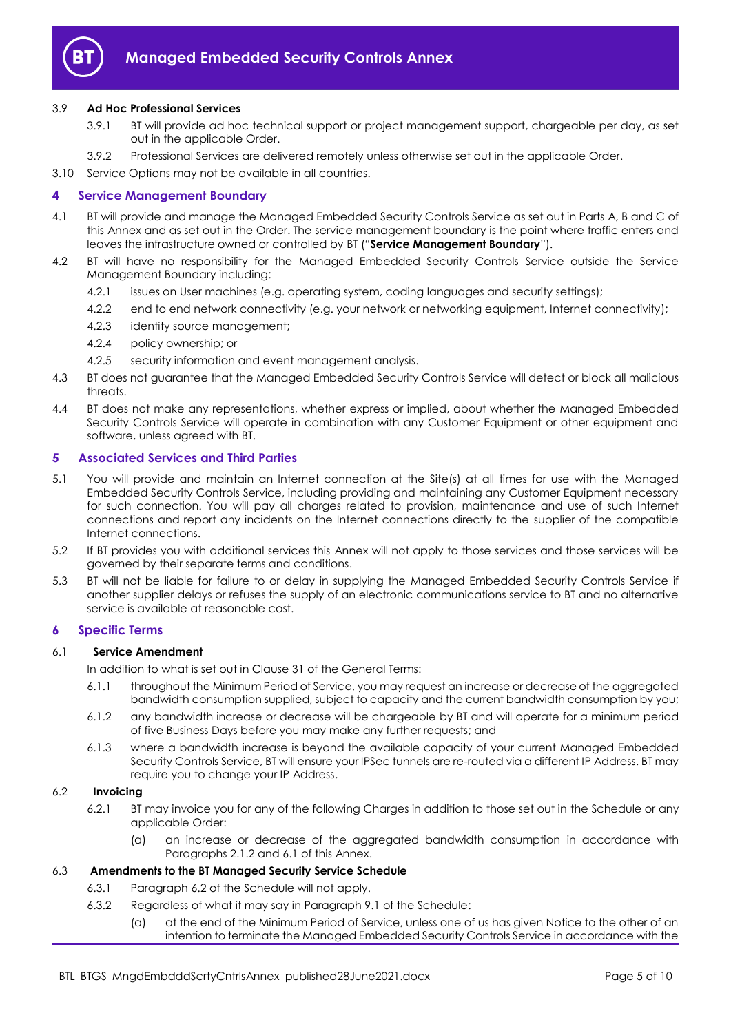3.9 **Ad Hoc Professional Services**

3.9.1 BT will provide ad hoc technical support or project management support, chargeable per day, as set out in the applicable Order.

3.9.2 Professional Services are delivered remotely unless otherwise set out in the applicable Order.

3.10 Service Options may not be available in all countries.

## 4 Service Management Boundary

4.1 BT will provide and manage the Managed Embedded Security Controls Service as set out in Parts A, B and C of this Annex and as set out in the Order. The service management boundary is the point where traffic enters and leaves the infrastructure owned or controlled by BT ("**Service Management Boundary**").

4.2 BT will have no responsibility for the Managed Embedded Security Controls Service outside the Service Management Boundary including:

4.2.1 issues on User machines (e.g. operating system, coding languages and security settings);

4.2.2 end to end network connectivity (e.g. your network or networking equipment, Internet connectivity);

4.2.3 identity source management;

4.2.4 policy ownership; or

4.2.5 security information and event management analysis.

4.3 BT does not guarantee that the Managed Embedded Security Controls Service will detect or block all malicious threats.

4.4 BT does not make any representations, whether express or implied, about whether the Managed Embedded Security Controls Service will operate in combination with any Customer Equipment or other equipment and software, unless agreed with BT.

## 5 Associated Services and Third Parties

5.1 You will provide and maintain an Internet connection at the Site(s) at all times for use with the Managed Embedded Security Controls Service, including providing and maintaining any Customer Equipment necessary for such connection. You will pay all charges related to provision, maintenance and use of such Internet connections and report any incidents on the Internet connections directly to the supplier of the compatible Internet connections.

5.2 If BT provides you with additional services this Annex will not apply to those services and those services will be governed by their separate terms and conditions.

5.3 BT will not be liable for failure to or delay in supplying the Managed Embedded Security Controls Service if another supplier delays or refuses the supply of an electronic communications service to BT and no alternative service is available at reasonable cost.

## 6 Specific Terms

6.1 **Service Amendment**

In addition to what is set out in Clause 31 of the General Terms:

6.1.1 throughout the Minimum Period of Service, you may request an increase or decrease of the aggregated bandwidth consumption supplied, subject to capacity and the current bandwidth consumption by you;

6.1.2 any bandwidth increase or decrease will be chargeable by BT and will operate for a minimum period of five Business Days before you may make any further requests; and

6.1.3 where a bandwidth increase is beyond the available capacity of your current Managed Embedded Security Controls Service, BT will ensure your IPSec tunnels are re-routed via a different IP Address. BT may require you to change your IP Address.

6.2 **Invoicing**

6.2.1 BT may invoice you for any of the following Charges in addition to those set out in the Schedule or any applicable Order:

(a) an increase or decrease of the aggregated bandwidth consumption in accordance with Paragraphs 2.1.2 and 6.1 of this Annex.

6.3 **Amendments to the BT Managed Security Service Schedule**

6.3.1 Paragraph 6.2 of the Schedule will not apply.

6.3.2 Regardless of what it may say in Paragraph 9.1 of the Schedule:

(a) at the end of the Minimum Period of Service, unless one of us has given Notice to the other of an intention to terminate the Managed Embedded Security Controls Service in accordance with the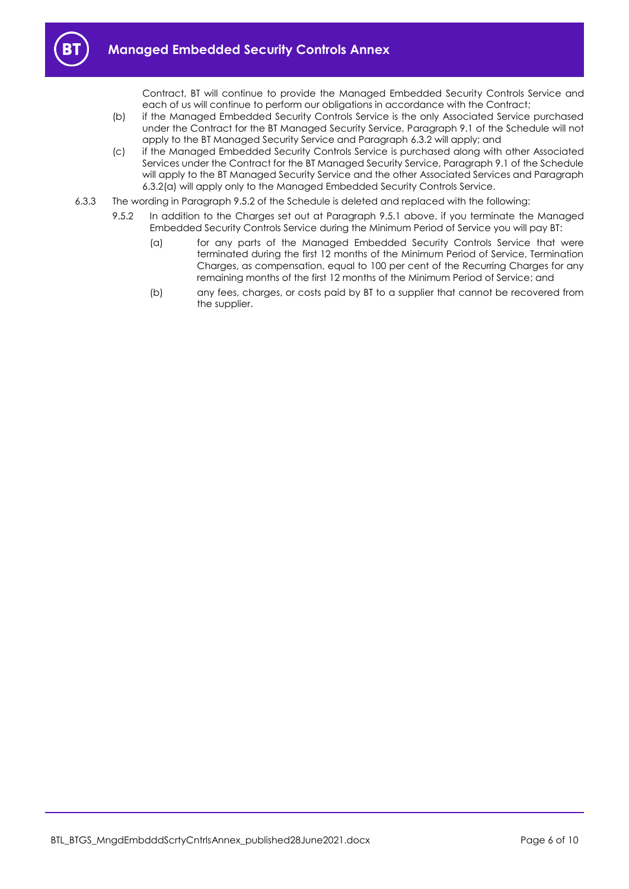Contract, BT will continue to provide the Managed Embedded Security Controls Service and each of us will continue to perform our obligations in accordance with the Contract;

(b) if the Managed Embedded Security Controls Service is the only Associated Service purchased under the Contract for the BT Managed Security Service, Paragraph 9.1 of the Schedule will not apply to the BT Managed Security Service and Paragraph 6.3.2 will apply; and

(c) if the Managed Embedded Security Controls Service is purchased along with other Associated Services under the Contract for the BT Managed Security Service, Paragraph 9.1 of the Schedule will apply to the BT Managed Security Service and the other Associated Services and Paragraph 6.3.2(a) will apply only to the Managed Embedded Security Controls Service.

6.3.3 The wording in Paragraph 9.5.2 of the Schedule is deleted and replaced with the following:

9.5.2 In addition to the Charges set out at Paragraph 9.5.1 above, if you terminate the Managed Embedded Security Controls Service during the Minimum Period of Service you will pay BT:

(a) for any parts of the Managed Embedded Security Controls Service that were terminated during the first 12 months of the Minimum Period of Service, Termination Charges, as compensation, equal to 100 per cent of the Recurring Charges for any remaining months of the first 12 months of the Minimum Period of Service; and

(b) any fees, charges, or costs paid by BT to a supplier that cannot be recovered from the supplier.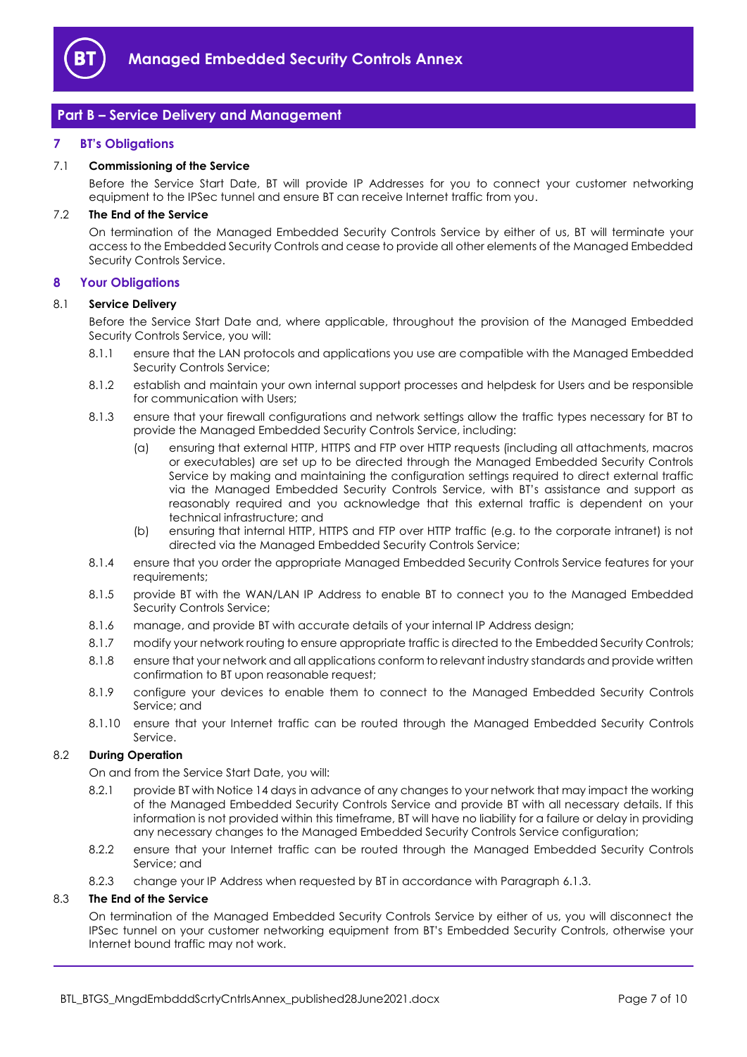## Part B – Service Delivery and Management

### 7 BT's Obligations

7.1 **Commissioning of the Service**

Before the Service Start Date, BT will provide IP Addresses for you to connect your customer networking equipment to the IPSec tunnel and ensure BT can receive Internet traffic from you.

7.2 **The End of the Service**

On termination of the Managed Embedded Security Controls Service by either of us, BT will terminate your access to the Embedded Security Controls and cease to provide all other elements of the Managed Embedded Security Controls Service.

### 8 Your Obligations

8.1 **Service Delivery**

Before the Service Start Date and, where applicable, throughout the provision of the Managed Embedded Security Controls Service, you will:

8.1.1 ensure that the LAN protocols and applications you use are compatible with the Managed Embedded Security Controls Service;

8.1.2 establish and maintain your own internal support processes and helpdesk for Users and be responsible for communication with Users;

8.1.3 ensure that your firewall configurations and network settings allow the traffic types necessary for BT to provide the Managed Embedded Security Controls Service, including:

(a) ensuring that external HTTP, HTTPS and FTP over HTTP requests (including all attachments, macros or executables) are set up to be directed through the Managed Embedded Security Controls Service by making and maintaining the configuration settings required to direct external traffic via the Managed Embedded Security Controls Service, with BT's assistance and support as reasonably required and you acknowledge that this external traffic is dependent on your technical infrastructure; and

(b) ensuring that internal HTTP, HTTPS and FTP over HTTP traffic (e.g. to the corporate intranet) is not directed via the Managed Embedded Security Controls Service;

8.1.4 ensure that you order the appropriate Managed Embedded Security Controls Service features for your requirements;

8.1.5 provide BT with the WAN/LAN IP Address to enable BT to connect you to the Managed Embedded Security Controls Service;

8.1.6 manage, and provide BT with accurate details of your internal IP Address design;

8.1.7 modify your network routing to ensure appropriate traffic is directed to the Embedded Security Controls;

8.1.8 ensure that your network and all applications conform to relevant industry standards and provide written confirmation to BT upon reasonable request;

8.1.9 configure your devices to enable them to connect to the Managed Embedded Security Controls Service; and

8.1.10 ensure that your Internet traffic can be routed through the Managed Embedded Security Controls Service.

8.2 **During Operation**

On and from the Service Start Date, you will:

8.2.1 provide BT with Notice 14 days in advance of any changes to your network that may impact the working of the Managed Embedded Security Controls Service and provide BT with all necessary details. If this information is not provided within this timeframe, BT will have no liability for a failure or delay in providing any necessary changes to the Managed Embedded Security Controls Service configuration;

8.2.2 ensure that your Internet traffic can be routed through the Managed Embedded Security Controls Service; and

8.2.3 change your IP Address when requested by BT in accordance with Paragraph 6.1.3.

8.3 **The End of the Service**

On termination of the Managed Embedded Security Controls Service by either of us, you will disconnect the IPSec tunnel on your customer networking equipment from BT's Embedded Security Controls, otherwise your Internet bound traffic may not work.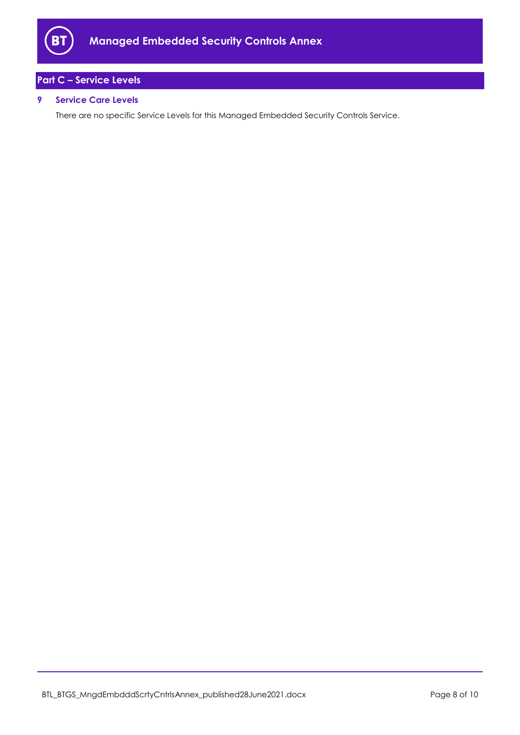## Part C – Service Levels

### 9 Service Care Levels

There are no specific Service Levels for this Managed Embedded Security Controls Service.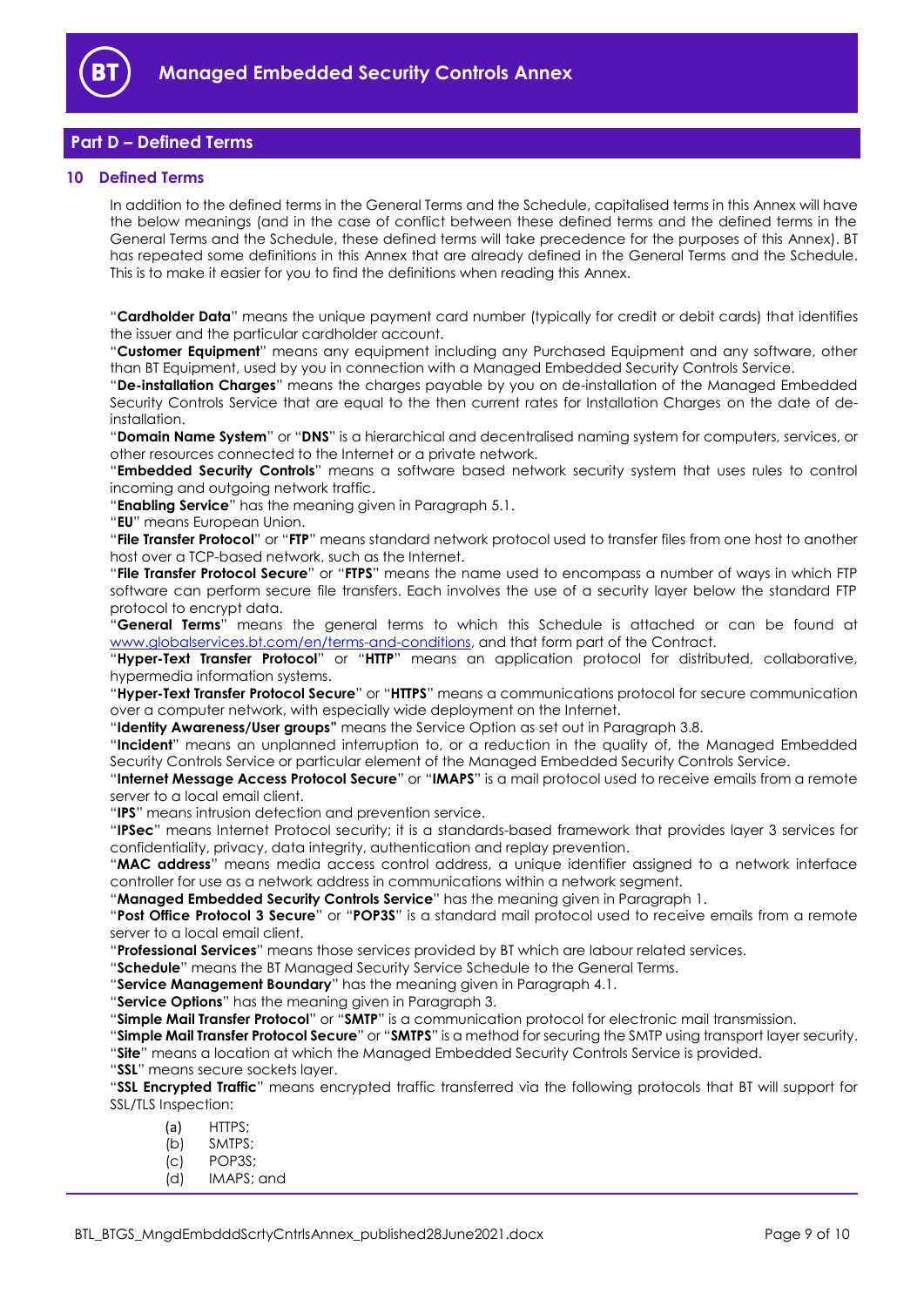## Part D – Defined Terms

### 10 Defined Terms

In addition to the defined terms in the General Terms and the Schedule, capitalised terms in this Annex will have the below meanings (and in the case of conflict between these defined terms and the defined terms in the General Terms and the Schedule, these defined terms will take precedence for the purposes of this Annex). BT has repeated some definitions in this Annex that are already defined in the General Terms and the Schedule. This is to make it easier for you to find the definitions when reading this Annex.

"**Cardholder Data**" means the unique payment card number (typically for credit or debit cards) that identifies the issuer and the particular cardholder account.

"**Customer Equipment**" means any equipment including any Purchased Equipment and any software, other than BT Equipment, used by you in connection with a Managed Embedded Security Controls Service.

"**De-installation Charges**" means the charges payable by you on de-installation of the Managed Embedded Security Controls Service that are equal to the then current rates for Installation Charges on the date of de-installation.

"**Domain Name System**" or "**DNS**" is a hierarchical and decentralised naming system for computers, services, or other resources connected to the Internet or a private network.

"**Embedded Security Controls**" means a software based network security system that uses rules to control incoming and outgoing network traffic.

"**Enabling Service**" has the meaning given in Paragraph 5.1.

"**EU**" means European Union.

"**File Transfer Protocol**" or "**FTP**" means standard network protocol used to transfer files from one host to another host over a TCP-based network, such as the Internet.

"**File Transfer Protocol Secure**" or "**FTPS**" means the name used to encompass a number of ways in which FTP software can perform secure file transfers. Each involves the use of a security layer below the standard FTP protocol to encrypt data.

"**General Terms**" means the general terms to which this Schedule is attached or can be found at www.globalservices.bt.com/en/terms-and-conditions, and that form part of the Contract.

"**Hyper-Text Transfer Protocol**" or "**HTTP**" means an application protocol for distributed, collaborative, hypermedia information systems.

"**Hyper-Text Transfer Protocol Secure**" or "**HTTPS**" means a communications protocol for secure communication over a computer network, with especially wide deployment on the Internet.

"**Identity Awareness/User groups"** means the Service Option as set out in Paragraph 3.8.

"**Incident**" means an unplanned interruption to, or a reduction in the quality of, the Managed Embedded Security Controls Service or particular element of the Managed Embedded Security Controls Service.

"**Internet Message Access Protocol Secure**" or "**IMAPS**" is a mail protocol used to receive emails from a remote server to a local email client.

"**IPS**" means intrusion detection and prevention service.

"**IPSec**" means Internet Protocol security; it is a standards-based framework that provides layer 3 services for confidentiality, privacy, data integrity, authentication and replay prevention.

"**MAC address**" means media access control address, a unique identifier assigned to a network interface controller for use as a network address in communications within a network segment.

"**Managed Embedded Security Controls Service**" has the meaning given in Paragraph 1.

"**Post Office Protocol 3 Secure**" or "**POP3S**" is a standard mail protocol used to receive emails from a remote server to a local email client.

"**Professional Services**" means those services provided by BT which are labour related services.

"**Schedule**" means the BT Managed Security Service Schedule to the General Terms.

"**Service Management Boundary**" has the meaning given in Paragraph 4.1.

"**Service Options**" has the meaning given in Paragraph 3.

"**Simple Mail Transfer Protocol**" or "**SMTP**" is a communication protocol for electronic mail transmission.

"**Simple Mail Transfer Protocol Secure**" or "**SMTPS**" is a method for securing the SMTP using transport layer security.

"**Site**" means a location at which the Managed Embedded Security Controls Service is provided.

"**SSL**" means secure sockets layer.

"**SSL Encrypted Traffic**" means encrypted traffic transferred via the following protocols that BT will support for SSL/TLS Inspection:

(a) HTTPS;

(b) SMTPS;

(c) POP3S;

(d) IMAPS; and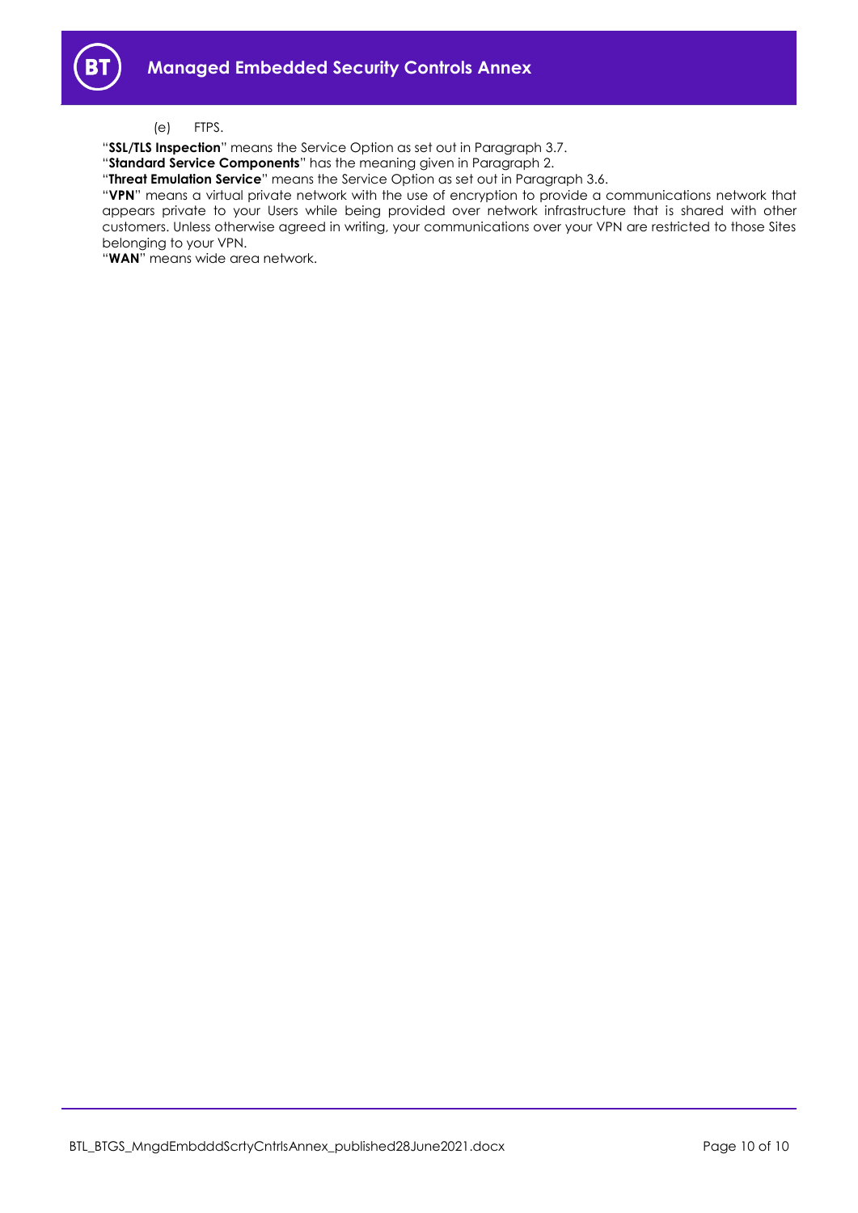(e) FTPS.

"**SSL/TLS Inspection**" means the Service Option as set out in Paragraph 3.7.

"**Standard Service Components**" has the meaning given in Paragraph 2.

"**Threat Emulation Service**" means the Service Option as set out in Paragraph 3.6.

"**VPN**" means a virtual private network with the use of encryption to provide a communications network that appears private to your Users while being provided over network infrastructure that is shared with other customers. Unless otherwise agreed in writing, your communications over your VPN are restricted to those Sites belonging to your VPN.

"**WAN**" means wide area network.